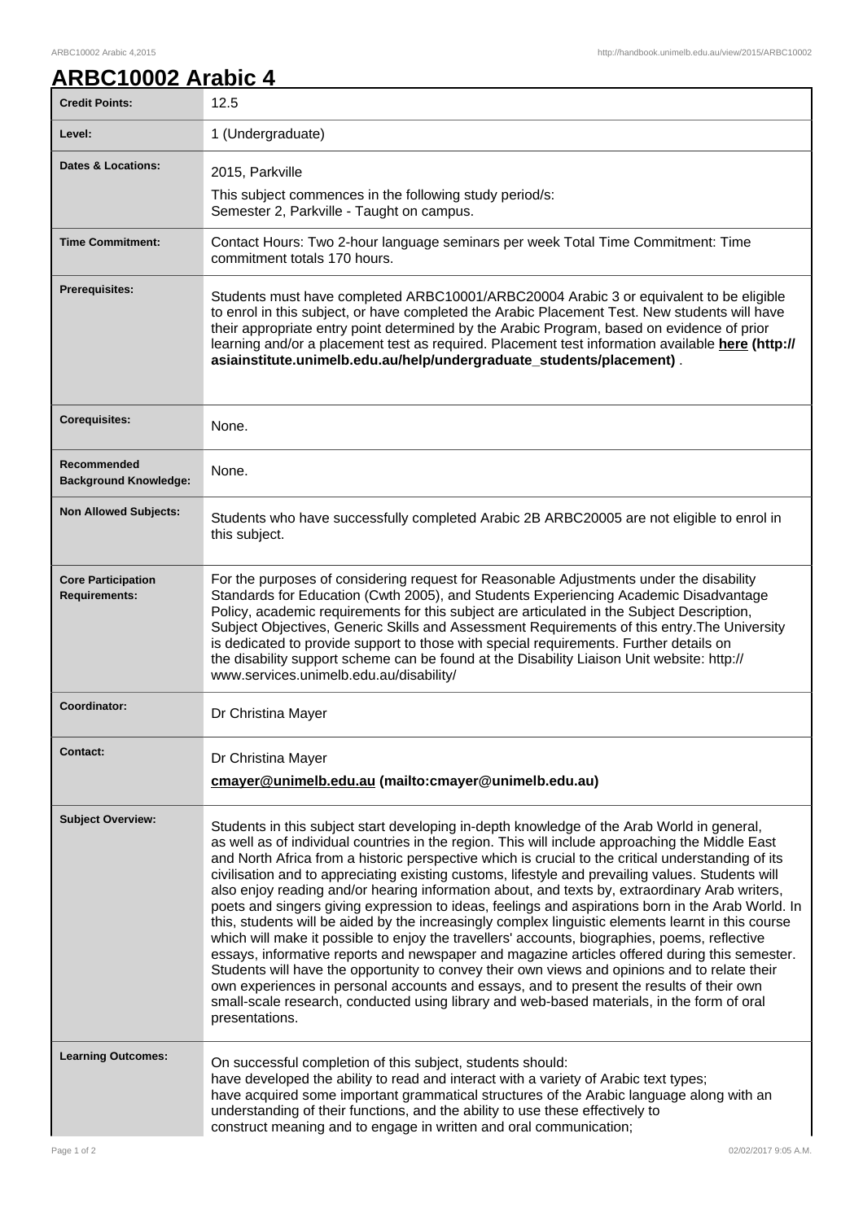# ARBC10002 Arabic 4

| | |
|---|---|
| **Credit Points:** | 12.5 |
| **Level:** | 1 (Undergraduate) |
| **Dates & Locations:** | 2015, Parkville<br>This subject commences in the following study period/s:<br>Semester 2, Parkville - Taught on campus. |
| **Time Commitment:** | Contact Hours: Two 2-hour language seminars per week Total Time Commitment: Time commitment totals 170 hours. |
| **Prerequisites:** | Students must have completed ARBC10001/ARBC20004 Arabic 3 or equivalent to be eligible to enrol in this subject, or have completed the Arabic Placement Test. New students will have their appropriate entry point determined by the Arabic Program, based on evidence of prior learning and/or a placement test as required. Placement test information available **here (http://asiainstitute.unimelb.edu.au/help/undergraduate_students/placement)** . |
| **Corequisites:** | None. |
| **Recommended Background Knowledge:** | None. |
| **Non Allowed Subjects:** | Students who have successfully completed Arabic 2B ARBC20005 are not eligible to enrol in this subject. |
| **Core Participation Requirements:** | For the purposes of considering request for Reasonable Adjustments under the disability Standards for Education (Cwth 2005), and Students Experiencing Academic Disadvantage Policy, academic requirements for this subject are articulated in the Subject Description, Subject Objectives, Generic Skills and Assessment Requirements of this entry.The University is dedicated to provide support to those with special requirements. Further details on the disability support scheme can be found at the Disability Liaison Unit website: http://www.services.unimelb.edu.au/disability/ |
| **Coordinator:** | Dr Christina Mayer |
| **Contact:** | Dr Christina Mayer<br>**cmayer@unimelb.edu.au (mailto:cmayer@unimelb.edu.au)** |
| **Subject Overview:** | Students in this subject start developing in-depth knowledge of the Arab World in general, as well as of individual countries in the region. This will include approaching the Middle East and North Africa from a historic perspective which is crucial to the critical understanding of its civilisation and to appreciating existing customs, lifestyle and prevailing values. Students will also enjoy reading and/or hearing information about, and texts by, extraordinary Arab writers, poets and singers giving expression to ideas, feelings and aspirations born in the Arab World. In this, students will be aided by the increasingly complex linguistic elements learnt in this course which will make it possible to enjoy the travellers' accounts, biographies, poems, reflective essays, informative reports and newspaper and magazine articles offered during this semester. Students will have the opportunity to convey their own views and opinions and to relate their own experiences in personal accounts and essays, and to present the results of their own small-scale research, conducted using library and web-based materials, in the form of oral presentations. |
| **Learning Outcomes:** | On successful completion of this subject, students should:<br>have developed the ability to read and interact with a variety of Arabic text types;<br>have acquired some important grammatical structures of the Arabic language along with an understanding of their functions, and the ability to use these effectively to construct meaning and to engage in written and oral communication; |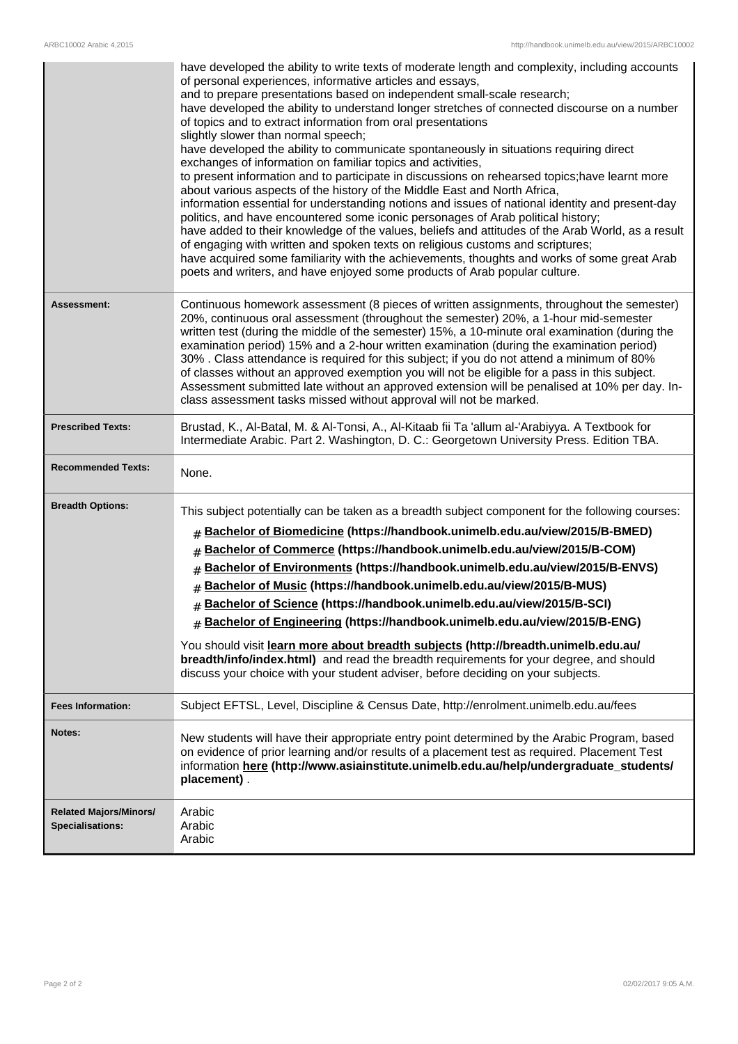| | |
|---|---|
| | have developed the ability to write texts of moderate length and complexity, including accounts of personal experiences, informative articles and essays, and to prepare presentations based on independent small-scale research; have developed the ability to understand longer stretches of connected discourse on a number of topics and to extract information from oral presentations slightly slower than normal speech; have developed the ability to communicate spontaneously in situations requiring direct exchanges of information on familiar topics and activities, to present information and to participate in discussions on rehearsed topics;have learnt more about various aspects of the history of the Middle East and North Africa, information essential for understanding notions and issues of national identity and present-day politics, and have encountered some iconic personages of Arab political history; have added to their knowledge of the values, beliefs and attitudes of the Arab World, as a result of engaging with written and spoken texts on religious customs and scriptures; have acquired some familiarity with the achievements, thoughts and works of some great Arab poets and writers, and have enjoyed some products of Arab popular culture. |
| **Assessment:** | Continuous homework assessment (8 pieces of written assignments, throughout the semester) 20%, continuous oral assessment (throughout the semester) 20%, a 1-hour mid-semester written test (during the middle of the semester) 15%, a 10-minute oral examination (during the examination period) 15% and a 2-hour written examination (during the examination period) 30% . Class attendance is required for this subject; if you do not attend a minimum of 80% of classes without an approved exemption you will not be eligible for a pass in this subject. Assessment submitted late without an approved extension will be penalised at 10% per day. In-class assessment tasks missed without approval will not be marked. |
| **Prescribed Texts:** | Brustad, K., Al-Batal, M. & Al-Tonsi, A., Al-Kitaab fii Ta 'allum al-'Arabiyya. A Textbook for Intermediate Arabic. Part 2. Washington, D. C.: Georgetown University Press. Edition TBA. |
| **Recommended Texts:** | None. |
| **Breadth Options:** | This subject potentially can be taken as a breadth subject component for the following courses: <br># **Bachelor of Biomedicine (https://handbook.unimelb.edu.au/view/2015/B-BMED)** <br># **Bachelor of Commerce (https://handbook.unimelb.edu.au/view/2015/B-COM)** <br># **Bachelor of Environments (https://handbook.unimelb.edu.au/view/2015/B-ENVS)** <br># **Bachelor of Music (https://handbook.unimelb.edu.au/view/2015/B-MUS)** <br># **Bachelor of Science (https://handbook.unimelb.edu.au/view/2015/B-SCI)** <br># **Bachelor of Engineering (https://handbook.unimelb.edu.au/view/2015/B-ENG)** <br>You should visit **learn more about breadth subjects (http://breadth.unimelb.edu.au/breadth/info/index.html)** and read the breadth requirements for your degree, and should discuss your choice with your student adviser, before deciding on your subjects. |
| **Fees Information:** | Subject EFTSL, Level, Discipline & Census Date, http://enrolment.unimelb.edu.au/fees |
| **Notes:** | New students will have their appropriate entry point determined by the Arabic Program, based on evidence of prior learning and/or results of a placement test as required. Placement Test information **here (http://www.asiainstitute.unimelb.edu.au/help/undergraduate_students/placement)** . |
| **Related Majors/Minors/ Specialisations:** | Arabic <br>Arabic <br>Arabic |